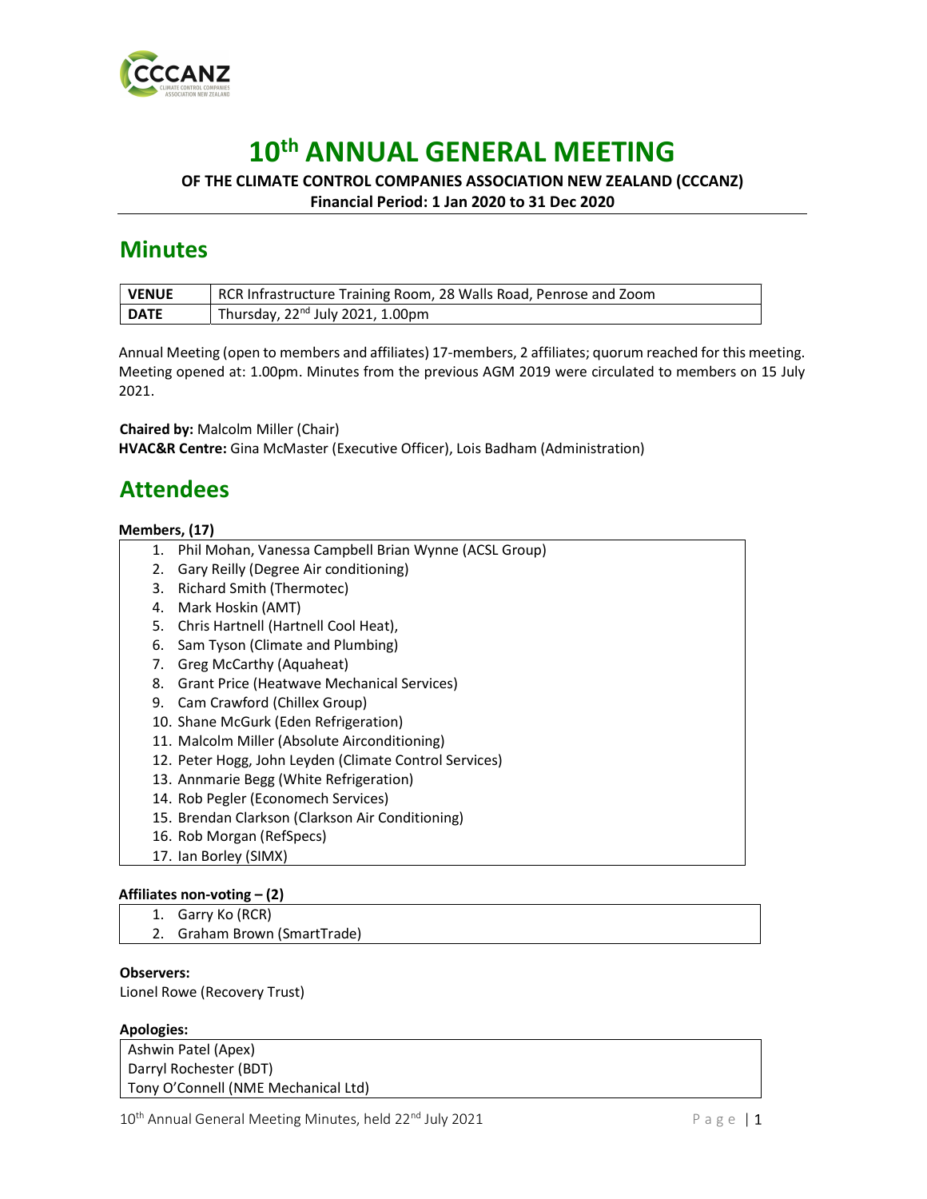# 10th ANNUAL GENERAL MEETING

**OF THE CLIMATE CONTROL COMPANIES ASSOCIATION NEW ZEALAND (CCCANZ)**
**Financial Period: 1 Jan 2020 to 31 Dec 2020**

## Minutes

| **VENUE** | RCR Infrastructure Training Room, 28 Walls Road, Penrose and Zoom |
|---|---|
| **DATE** | Thursday, 22nd July 2021, 1.00pm |

Annual Meeting (open to members and affiliates) 17-members, 2 affiliates; quorum reached for this meeting. Meeting opened at: 1.00pm. Minutes from the previous AGM 2019 were circulated to members on 15 July 2021.

**Chaired by:** Malcolm Miller (Chair)
**HVAC&R Centre:** Gina McMaster (Executive Officer), Lois Badham (Administration)

## Attendees

**Members, (17)**

1. Phil Mohan, Vanessa Campbell Brian Wynne (ACSL Group)
2. Gary Reilly (Degree Air conditioning)
3. Richard Smith (Thermotec)
4. Mark Hoskin (AMT)
5. Chris Hartnell (Hartnell Cool Heat),
6. Sam Tyson (Climate and Plumbing)
7. Greg McCarthy (Aquaheat)
8. Grant Price (Heatwave Mechanical Services)
9. Cam Crawford (Chillex Group)
10. Shane McGurk (Eden Refrigeration)
11. Malcolm Miller (Absolute Airconditioning)
12. Peter Hogg, John Leyden (Climate Control Services)
13. Annmarie Begg (White Refrigeration)
14. Rob Pegler (Economech Services)
15. Brendan Clarkson (Clarkson Air Conditioning)
16. Rob Morgan (RefSpecs)
17. Ian Borley (SIMX)

**Affiliates non-voting – (2)**

1. Garry Ko (RCR)
2. Graham Brown (SmartTrade)

**Observers:**
Lionel Rowe (Recovery Trust)

**Apologies:**

Ashwin Patel (Apex)
Darryl Rochester (BDT)
Tony O'Connell (NME Mechanical Ltd)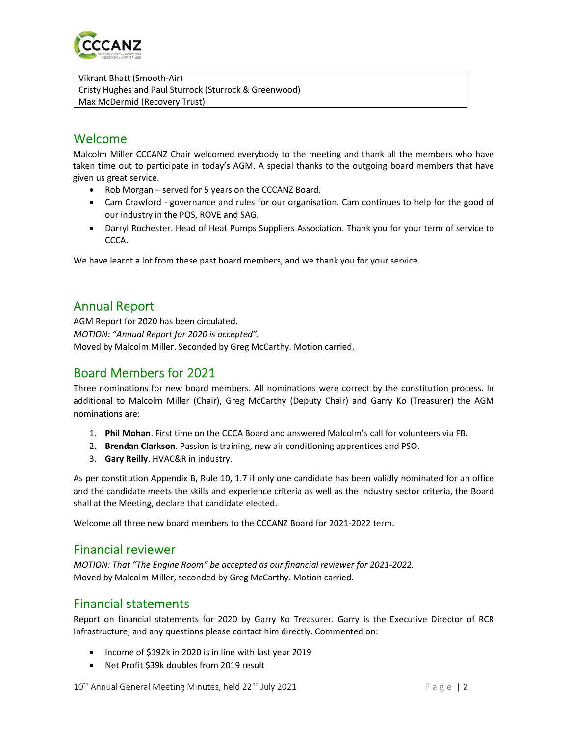Vikrant Bhatt (Smooth-Air)
Cristy Hughes and Paul Sturrock (Sturrock & Greenwood)
Max McDermid (Recovery Trust)

## Welcome

Malcolm Miller CCCANZ Chair welcomed everybody to the meeting and thank all the members who have taken time out to participate in today's AGM. A special thanks to the outgoing board members that have given us great service.

- Rob Morgan – served for 5 years on the CCCANZ Board.
- Cam Crawford - governance and rules for our organisation. Cam continues to help for the good of our industry in the POS, ROVE and SAG.
- Darryl Rochester. Head of Heat Pumps Suppliers Association. Thank you for your term of service to CCCA.

We have learnt a lot from these past board members, and we thank you for your service.

## Annual Report

AGM Report for 2020 has been circulated.
*MOTION: "Annual Report for 2020 is accepted".*
Moved by Malcolm Miller. Seconded by Greg McCarthy. Motion carried.

## Board Members for 2021

Three nominations for new board members. All nominations were correct by the constitution process. In additional to Malcolm Miller (Chair), Greg McCarthy (Deputy Chair) and Garry Ko (Treasurer) the AGM nominations are:

1. **Phil Mohan**. First time on the CCCA Board and answered Malcolm's call for volunteers via FB.
2. **Brendan Clarkson**. Passion is training, new air conditioning apprentices and PSO.
3. **Gary Reilly**. HVAC&R in industry.

As per constitution Appendix B, Rule 10, 1.7 if only one candidate has been validly nominated for an office and the candidate meets the skills and experience criteria as well as the industry sector criteria, the Board shall at the Meeting, declare that candidate elected.

Welcome all three new board members to the CCCANZ Board for 2021-2022 term.

## Financial reviewer

*MOTION: That "The Engine Room" be accepted as our financial reviewer for 2021-2022.*
Moved by Malcolm Miller, seconded by Greg McCarthy. Motion carried.

## Financial statements

Report on financial statements for 2020 by Garry Ko Treasurer. Garry is the Executive Director of RCR Infrastructure, and any questions please contact him directly. Commented on:

- Income of $192k in 2020 is in line with last year 2019
- Net Profit $39k doubles from 2019 result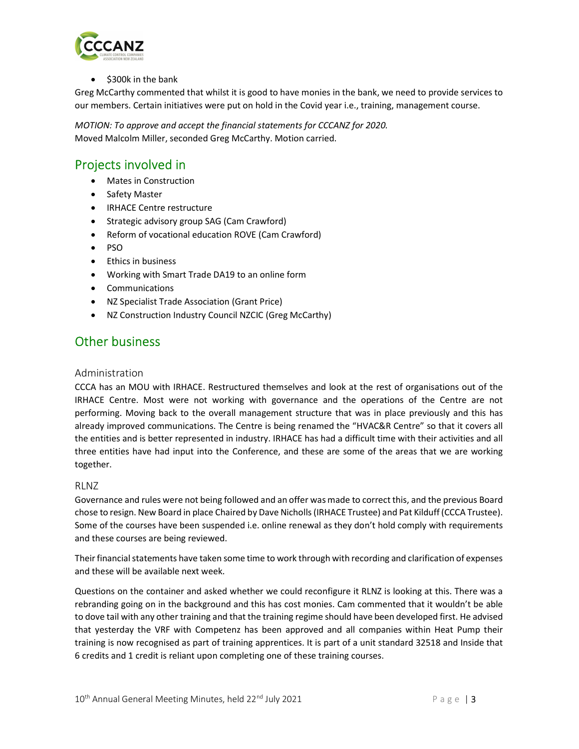- $300k in the bank

Greg McCarthy commented that whilst it is good to have monies in the bank, we need to provide services to our members. Certain initiatives were put on hold in the Covid year i.e., training, management course.

*MOTION: To approve and accept the financial statements for CCCANZ for 2020.*
Moved Malcolm Miller, seconded Greg McCarthy. Motion carried.

## Projects involved in

- Mates in Construction
- Safety Master
- IRHACE Centre restructure
- Strategic advisory group SAG (Cam Crawford)
- Reform of vocational education ROVE (Cam Crawford)
- PSO
- Ethics in business
- Working with Smart Trade DA19 to an online form
- Communications
- NZ Specialist Trade Association (Grant Price)
- NZ Construction Industry Council NZCIC (Greg McCarthy)

## Other business

### Administration

CCCA has an MOU with IRHACE. Restructured themselves and look at the rest of organisations out of the IRHACE Centre. Most were not working with governance and the operations of the Centre are not performing. Moving back to the overall management structure that was in place previously and this has already improved communications. The Centre is being renamed the "HVAC&R Centre" so that it covers all the entities and is better represented in industry. IRHACE has had a difficult time with their activities and all three entities have had input into the Conference, and these are some of the areas that we are working together.

### RLNZ

Governance and rules were not being followed and an offer was made to correct this, and the previous Board chose to resign. New Board in place Chaired by Dave Nicholls (IRHACE Trustee) and Pat Kilduff (CCCA Trustee). Some of the courses have been suspended i.e. online renewal as they don't hold comply with requirements and these courses are being reviewed.

Their financial statements have taken some time to work through with recording and clarification of expenses and these will be available next week.

Questions on the container and asked whether we could reconfigure it RLNZ is looking at this. There was a rebranding going on in the background and this has cost monies. Cam commented that it wouldn't be able to dove tail with any other training and that the training regime should have been developed first. He advised that yesterday the VRF with Competenz has been approved and all companies within Heat Pump their training is now recognised as part of training apprentices. It is part of a unit standard 32518 and Inside that 6 credits and 1 credit is reliant upon completing one of these training courses.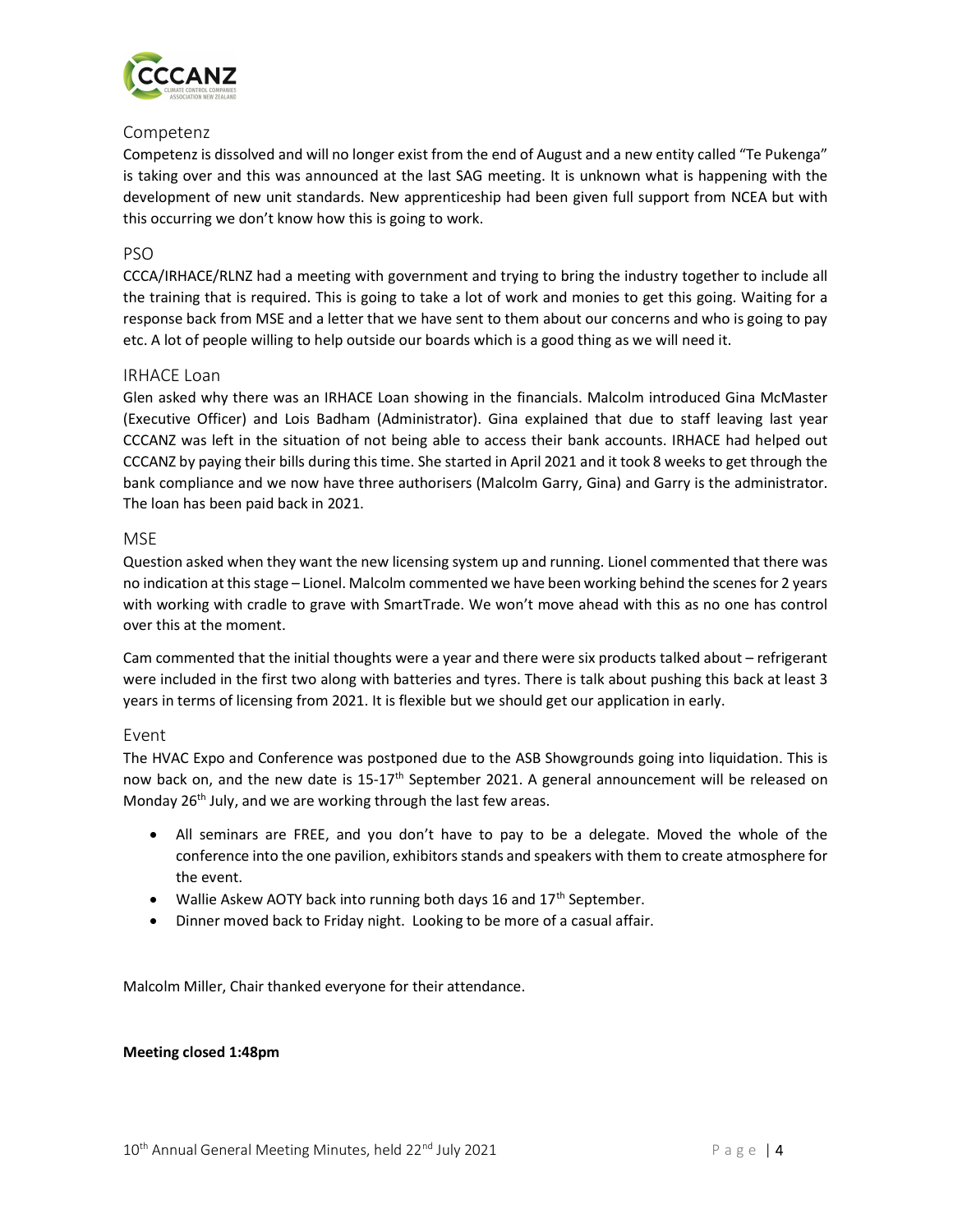## Competenz

Competenz is dissolved and will no longer exist from the end of August and a new entity called "Te Pukenga" is taking over and this was announced at the last SAG meeting. It is unknown what is happening with the development of new unit standards. New apprenticeship had been given full support from NCEA but with this occurring we don't know how this is going to work.

## PSO

CCCA/IRHACE/RLNZ had a meeting with government and trying to bring the industry together to include all the training that is required. This is going to take a lot of work and monies to get this going. Waiting for a response back from MSE and a letter that we have sent to them about our concerns and who is going to pay etc. A lot of people willing to help outside our boards which is a good thing as we will need it.

## IRHACE Loan

Glen asked why there was an IRHACE Loan showing in the financials. Malcolm introduced Gina McMaster (Executive Officer) and Lois Badham (Administrator). Gina explained that due to staff leaving last year CCCANZ was left in the situation of not being able to access their bank accounts. IRHACE had helped out CCCANZ by paying their bills during this time. She started in April 2021 and it took 8 weeks to get through the bank compliance and we now have three authorisers (Malcolm Garry, Gina) and Garry is the administrator. The loan has been paid back in 2021.

## MSE

Question asked when they want the new licensing system up and running. Lionel commented that there was no indication at this stage – Lionel. Malcolm commented we have been working behind the scenes for 2 years with working with cradle to grave with SmartTrade. We won't move ahead with this as no one has control over this at the moment.

Cam commented that the initial thoughts were a year and there were six products talked about – refrigerant were included in the first two along with batteries and tyres. There is talk about pushing this back at least 3 years in terms of licensing from 2021. It is flexible but we should get our application in early.

## Event

The HVAC Expo and Conference was postponed due to the ASB Showgrounds going into liquidation. This is now back on, and the new date is 15-17th September 2021. A general announcement will be released on Monday 26th July, and we are working through the last few areas.

- All seminars are FREE, and you don't have to pay to be a delegate. Moved the whole of the conference into the one pavilion, exhibitors stands and speakers with them to create atmosphere for the event.
- Wallie Askew AOTY back into running both days 16 and 17th September.
- Dinner moved back to Friday night. Looking to be more of a casual affair.

Malcolm Miller, Chair thanked everyone for their attendance.

**Meeting closed 1:48pm**